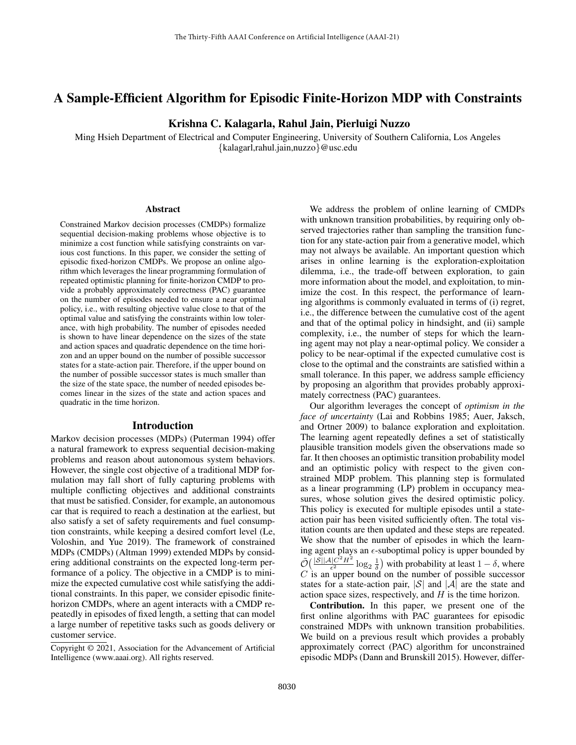# A Sample-Efficient Algorithm for Episodic Finite-Horizon MDP with Constraints

**Krishna C. Kalagarla, Rahul Jain, Pierluigi Nuzzo**

Ming Hsieh Department of Electrical and Computer Engineering, University of Southern California, Los Angeles
{kalagarl,rahul.jain,nuzzo}@usc.edu

## Abstract

Constrained Markov decision processes (CMDPs) formalize sequential decision-making problems whose objective is to minimize a cost function while satisfying constraints on various cost functions. In this paper, we consider the setting of episodic fixed-horizon CMDPs. We propose an online algorithm which leverages the linear programming formulation of repeated optimistic planning for finite-horizon CMDP to provide a probably approximately correctness (PAC) guarantee on the number of episodes needed to ensure a near optimal policy, i.e., with resulting objective value close to that of the optimal value and satisfying the constraints within low tolerance, with high probability. The number of episodes needed is shown to have linear dependence on the sizes of the state and action spaces and quadratic dependence on the time horizon and an upper bound on the number of possible successor states for a state-action pair. Therefore, if the upper bound on the number of possible successor states is much smaller than the size of the state space, the number of needed episodes becomes linear in the sizes of the state and action spaces and quadratic in the time horizon.

## Introduction

Markov decision processes (MDPs) (Puterman 1994) offer a natural framework to express sequential decision-making problems and reason about autonomous system behaviors. However, the single cost objective of a traditional MDP formulation may fall short of fully capturing problems with multiple conflicting objectives and additional constraints that must be satisfied. Consider, for example, an autonomous car that is required to reach a destination at the earliest, but also satisfy a set of safety requirements and fuel consumption constraints, while keeping a desired comfort level (Le, Voloshin, and Yue 2019). The framework of constrained MDPs (CMDPs) (Altman 1999) extended MDPs by considering additional constraints on the expected long-term performance of a policy. The objective in a CMDP is to minimize the expected cumulative cost while satisfying the additional constraints. In this paper, we consider episodic finite-horizon CMDPs, where an agent interacts with a CMDP repeatedly in episodes of fixed length, a setting that can model a large number of repetitive tasks such as goods delivery or customer service.

Copyright © 2021, Association for the Advancement of Artificial Intelligence (www.aaai.org). All rights reserved.

We address the problem of online learning of CMDPs with unknown transition probabilities, by requiring only observed trajectories rather than sampling the transition function for any state-action pair from a generative model, which may not always be available. An important question which arises in online learning is the exploration-exploitation dilemma, i.e., the trade-off between exploration, to gain more information about the model, and exploitation, to minimize the cost. In this respect, the performance of learning algorithms is commonly evaluated in terms of (i) regret, i.e., the difference between the cumulative cost of the agent and that of the optimal policy in hindsight, and (ii) sample complexity, i.e., the number of steps for which the learning agent may not play a near-optimal policy. We consider a policy to be near-optimal if the expected cumulative cost is close to the optimal and the constraints are satisfied within a small tolerance. In this paper, we address sample efficiency by proposing an algorithm that provides probably approximately correctness (PAC) guarantees.

Our algorithm leverages the concept of *optimism in the face of uncertainty* (Lai and Robbins 1985; Auer, Jaksch, and Ortner 2009) to balance exploration and exploitation. The learning agent repeatedly defines a set of statistically plausible transition models given the observations made so far. It then chooses an optimistic transition probability model and an optimistic policy with respect to the given constrained MDP problem. This planning step is formulated as a linear programming (LP) problem in occupancy measures, whose solution gives the desired optimistic policy. This policy is executed for multiple episodes until a state-action pair has been visited sufficiently often. The total visitation counts are then updated and these steps are repeated. We show that the number of episodes in which the learning agent plays an $\epsilon$-suboptimal policy is upper bounded by $\tilde{\mathcal{O}}\big(\frac{|\mathcal{S}||\mathcal{A}|C^2H^2}{\epsilon^2}\log_2\frac{1}{\delta}\big)$ with probability at least $1-\delta$, where $C$ is an upper bound on the number of possible successor states for a state-action pair, $|\mathcal{S}|$ and $|\mathcal{A}|$ are the state and action space sizes, respectively, and $H$ is the time horizon.

**Contribution.** In this paper, we present one of the first online algorithms with PAC guarantees for episodic constrained MDPs with unknown transition probabilities. We build on a previous result which provides a probably approximately correct (PAC) algorithm for unconstrained episodic MDPs (Dann and Brunskill 2015). However, differ-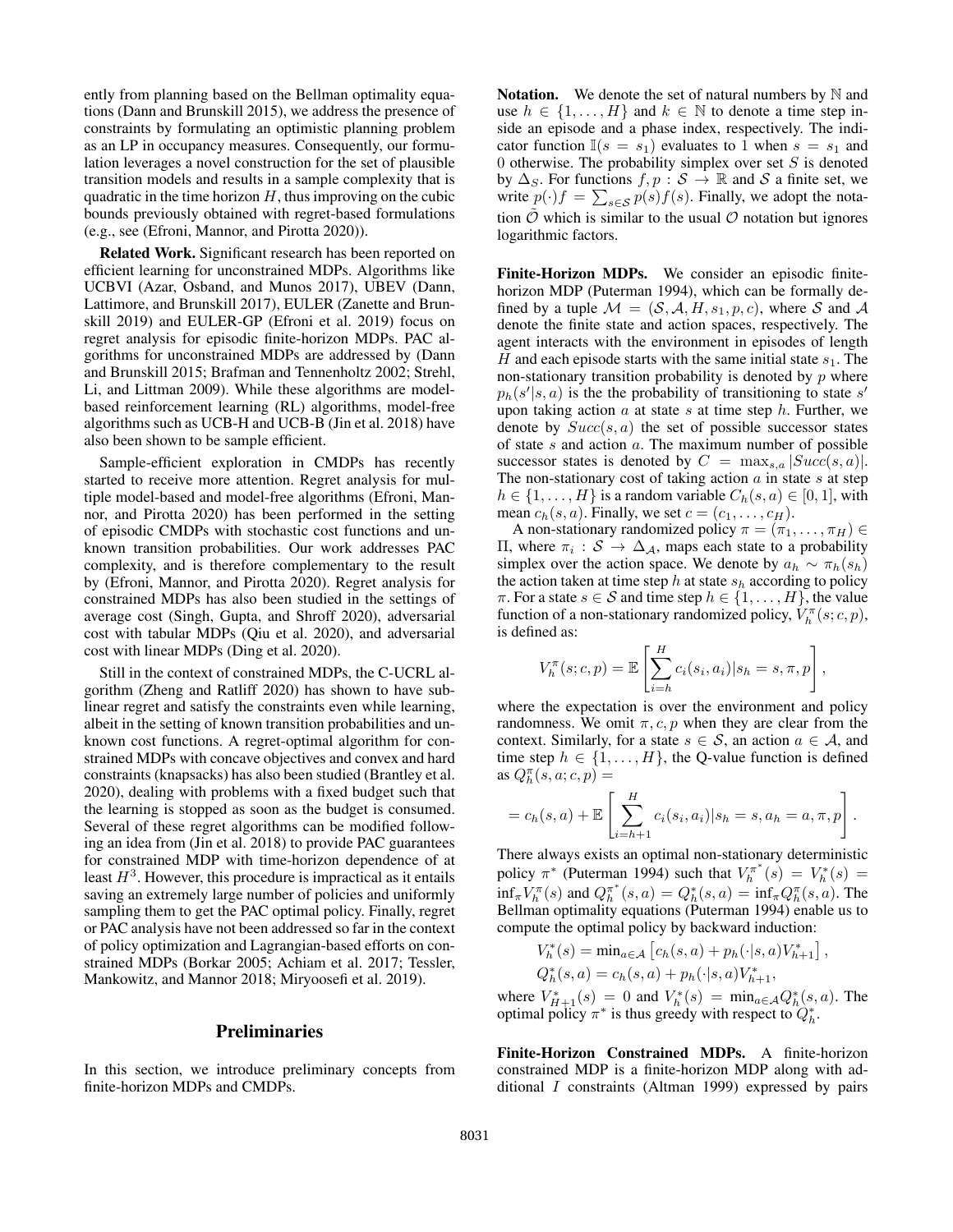ently from planning based on the Bellman optimality equations (Dann and Brunskill 2015), we address the presence of constraints by formulating an optimistic planning problem as an LP in occupancy measures. Consequently, our formulation leverages a novel construction for the set of plausible transition models and results in a sample complexity that is quadratic in the time horizon $H$, thus improving on the cubic bounds previously obtained with regret-based formulations (e.g., see (Efroni, Mannor, and Pirotta 2020)).

**Related Work.** Significant research has been reported on efficient learning for unconstrained MDPs. Algorithms like UCBVI (Azar, Osband, and Munos 2017), UBEV (Dann, Lattimore, and Brunskill 2017), EULER (Zanette and Brunskill 2019) and EULER-GP (Efroni et al. 2019) focus on regret analysis for episodic finite-horizon MDPs. PAC algorithms for unconstrained MDPs are addressed by (Dann and Brunskill 2015; Brafman and Tennenholtz 2002; Strehl, Li, and Littman 2009). While these algorithms are model-based reinforcement learning (RL) algorithms, model-free algorithms such as UCB-H and UCB-B (Jin et al. 2018) have also been shown to be sample efficient.

Sample-efficient exploration in CMDPs has recently started to receive more attention. Regret analysis for multiple model-based and model-free algorithms (Efroni, Mannor, and Pirotta 2020) has been performed in the setting of episodic CMDPs with stochastic cost functions and unknown transition probabilities. Our work addresses PAC complexity, and is therefore complementary to the result by (Efroni, Mannor, and Pirotta 2020). Regret analysis for constrained MDPs has also been studied in the settings of average cost (Singh, Gupta, and Shroff 2020), adversarial cost with tabular MDPs (Qiu et al. 2020), and adversarial cost with linear MDPs (Ding et al. 2020).

Still in the context of constrained MDPs, the C-UCRL algorithm (Zheng and Ratliff 2020) has shown to have sublinear regret and satisfy the constraints even while learning, albeit in the setting of known transition probabilities and unknown cost functions. A regret-optimal algorithm for constrained MDPs with concave objectives and convex and hard constraints (knapsacks) has also been studied (Brantley et al. 2020), dealing with problems with a fixed budget such that the learning is stopped as soon as the budget is consumed. Several of these regret algorithms can be modified following an idea from (Jin et al. 2018) to provide PAC guarantees for constrained MDP with time-horizon dependence of at least $H^3$. However, this procedure is impractical as it entails saving an extremely large number of policies and uniformly sampling them to get the PAC optimal policy. Finally, regret or PAC analysis have not been addressed so far in the context of policy optimization and Lagrangian-based efforts on constrained MDPs (Borkar 2005; Achiam et al. 2017; Tessler, Mankowitz, and Mannor 2018; Miryoosefi et al. 2019).

## Preliminaries

In this section, we introduce preliminary concepts from finite-horizon MDPs and CMDPs.

**Notation.** We denote the set of natural numbers by $\mathbb{N}$ and use $h \in \{1, \ldots, H\}$ and $k \in \mathbb{N}$ to denote a time step inside an episode and a phase index, respectively. The indicator function $\mathbb{I}(s = s_1)$ evaluates to 1 when $s = s_1$ and 0 otherwise. The probability simplex over set $S$ is denoted by $\Delta_S$. For functions $f, p : \mathcal{S} \to \mathbb{R}$ and $\mathcal{S}$ a finite set, we write $p(\cdot)f = \sum_{s \in \mathcal{S}} p(s)f(s)$. Finally, we adopt the notation $\tilde{\mathcal{O}}$ which is similar to the usual $\mathcal{O}$ notation but ignores logarithmic factors.

**Finite-Horizon MDPs.** We consider an episodic finite-horizon MDP (Puterman 1994), which can be formally defined by a tuple $\mathcal{M} = (\mathcal{S}, \mathcal{A}, H, s_1, p, c)$, where $\mathcal{S}$ and $\mathcal{A}$ denote the finite state and action spaces, respectively. The agent interacts with the environment in episodes of length $H$ and each episode starts with the same initial state $s_1$. The non-stationary transition probability is denoted by $p$ where $p_h(s'|s, a)$ is the the probability of transitioning to state $s'$ upon taking action $a$ at state $s$ at time step $h$. Further, we denote by $Succ(s, a)$ the set of possible successor states of state $s$ and action $a$. The maximum number of possible successor states is denoted by $C = \max_{s,a} |Succ(s, a)|$. The non-stationary cost of taking action $a$ in state $s$ at step $h \in \{1, \ldots, H\}$ is a random variable $C_h(s, a) \in [0, 1]$, with mean $c_h(s, a)$. Finally, we set $c = (c_1, \ldots, c_H)$.

A non-stationary randomized policy $\pi = (\pi_1, \ldots, \pi_H) \in \Pi$, where $\pi_i : \mathcal{S} \to \Delta_{\mathcal{A}}$, maps each state to a probability simplex over the action space. We denote by $a_h \sim \pi_h(s_h)$ the action taken at time step $h$ at state $s_h$ according to policy $\pi$. For a state $s \in \mathcal{S}$ and time step $h \in \{1, \ldots, H\}$, the value function of a non-stationary randomized policy, $V_h^\pi(s; c, p)$, is defined as:

$$V_h^\pi(s; c, p) = \mathbb{E}\left[\sum_{i=h}^{H} c_i(s_i, a_i) | s_h = s, \pi, p\right],$$

where the expectation is over the environment and policy randomness. We omit $\pi, c, p$ when they are clear from the context. Similarly, for a state $s \in \mathcal{S}$, an action $a \in \mathcal{A}$, and time step $h \in \{1, \ldots, H\}$, the Q-value function is defined as $Q_h^\pi(s, a; c, p) =$

$$= c_h(s, a) + \mathbb{E}\left[\sum_{i=h+1}^{H} c_i(s_i, a_i) | s_h = s, a_h = a, \pi, p\right].$$

There always exists an optimal non-stationary deterministic policy $\pi^*$ (Puterman 1994) such that $V_h^{\pi^*}(s) = V_h^*(s) = \inf_\pi V_h^\pi(s)$ and $Q_h^{\pi^*}(s, a) = Q_h^*(s, a) = \inf_\pi Q_h^\pi(s, a)$. The Bellman optimality equations (Puterman 1994) enable us to compute the optimal policy by backward induction:

$$V_h^*(s) = \min_{a \in \mathcal{A}} \left[c_h(s, a) + p_h(\cdot|s, a)V_{h+1}^*\right],$$
$$Q_h^*(s, a) = c_h(s, a) + p_h(\cdot|s, a)V_{h+1}^*,$$

where $V_{H+1}^*(s) = 0$ and $V_h^*(s) = \min_{a \in \mathcal{A}} Q_h^*(s, a)$. The optimal policy $\pi^*$ is thus greedy with respect to $Q_h^*$.

**Finite-Horizon Constrained MDPs.** A finite-horizon constrained MDP is a finite-horizon MDP along with additional $I$ constraints (Altman 1999) expressed by pairs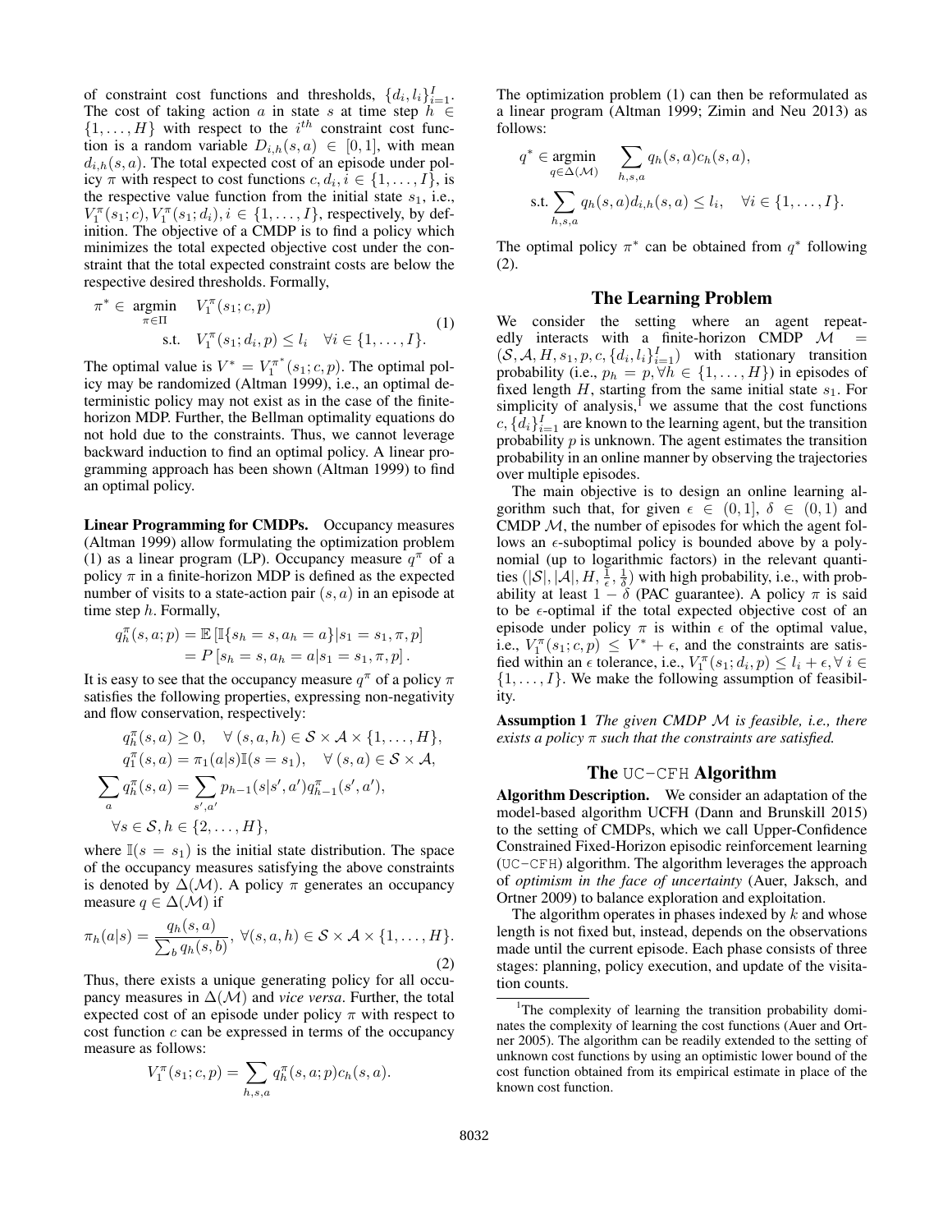of constraint cost functions and thresholds, $\{d_i, l_i\}_{i=1}^{I}$. The cost of taking action $a$ in state $s$ at time step $h \in \{1, \ldots, H\}$ with respect to the $i^{th}$ constraint cost function is a random variable $D_{i,h}(s,a) \in [0,1]$, with mean $d_{i,h}(s,a)$. The total expected cost of an episode under policy $\pi$ with respect to cost functions $c, d_i, i \in \{1, \ldots, I\}$, is the respective value function from the initial state $s_1$, i.e., $V_1^\pi(s_1; c), V_1^\pi(s_1; d_i), i \in \{1, \ldots, I\}$, respectively, by definition. The objective of a CMDP is to find a policy which minimizes the total expected objective cost under the constraint that the total expected constraint costs are below the respective desired thresholds. Formally,

$$
\begin{aligned}
\pi^* \in \ & \underset{\pi \in \Pi}{\text{argmin}} \quad V_1^\pi(s_1; c, p) \\
& \quad \text{s.t.} \quad V_1^\pi(s_1; d_i, p) \leq l_i \quad \forall i \in \{1, \ldots, I\}.
\end{aligned} \tag{1}
$$

The optimal value is $V^* = V_1^{\pi^*}(s_1; c, p)$. The optimal policy may be randomized (Altman 1999), i.e., an optimal deterministic policy may not exist as in the case of the finite-horizon MDP. Further, the Bellman optimality equations do not hold due to the constraints. Thus, we cannot leverage backward induction to find an optimal policy. A linear programming approach has been shown (Altman 1999) to find an optimal policy.

**Linear Programming for CMDPs.** Occupancy measures (Altman 1999) allow formulating the optimization problem (1) as a linear program (LP). Occupancy measure $q^\pi$ of a policy $\pi$ in a finite-horizon MDP is defined as the expected number of visits to a state-action pair $(s,a)$ in an episode at time step $h$. Formally,

$$
\begin{aligned}
q_h^\pi(s, a; p) &= \mathbb{E}\left[\mathbb{I}\{s_h = s, a_h = a\} | s_1 = s_1, \pi, p\right] \\
&= P\left[s_h = s, a_h = a | s_1 = s_1, \pi, p\right].
\end{aligned}
$$

It is easy to see that the occupancy measure $q^\pi$ of a policy $\pi$ satisfies the following properties, expressing non-negativity and flow conservation, respectively:

$$
\begin{aligned}
& q_h^\pi(s,a) \geq 0, \quad \forall\, (s,a,h) \in \mathcal{S} \times \mathcal{A} \times \{1, \ldots, H\}, \\
& q_1^\pi(s,a) = \pi_1(a|s)\mathbb{I}(s = s_1), \quad \forall\, (s,a) \in \mathcal{S} \times \mathcal{A}, \\
& \sum_a q_h^\pi(s,a) = \sum_{s', a'} p_{h-1}(s|s', a') q_{h-1}^\pi(s', a'), \\
& \quad \forall s \in \mathcal{S}, h \in \{2, \ldots, H\},
\end{aligned}
$$

where $\mathbb{I}(s = s_1)$ is the initial state distribution. The space of the occupancy measures satisfying the above constraints is denoted by $\Delta(\mathcal{M})$. A policy $\pi$ generates an occupancy measure $q \in \Delta(\mathcal{M})$ if

$$
\pi_h(a|s) = \frac{q_h(s,a)}{\sum_b q_h(s,b)}, \ \forall (s,a,h) \in \mathcal{S} \times \mathcal{A} \times \{1, \ldots, H\}. \tag{2}
$$

Thus, there exists a unique generating policy for all occupancy measures in $\Delta(\mathcal{M})$ and *vice versa*. Further, the total expected cost of an episode under policy $\pi$ with respect to cost function $c$ can be expressed in terms of the occupancy measure as follows:

$$
V_1^\pi(s_1; c, p) = \sum_{h,s,a} q_h^\pi(s, a; p) c_h(s, a).
$$

The optimization problem (1) can then be reformulated as a linear program (Altman 1999; Zimin and Neu 2013) as follows:

$$
\begin{aligned}
q^* \in \ & \underset{q \in \Delta(\mathcal{M})}{\text{argmin}} \quad \sum_{h,s,a} q_h(s,a) c_h(s,a), \\
& \text{s.t.} \sum_{h,s,a} q_h(s,a) d_{i,h}(s,a) \leq l_i, \quad \forall i \in \{1, \ldots, I\}.
\end{aligned}
$$

The optimal policy $\pi^*$ can be obtained from $q^*$ following (2).

## The Learning Problem

We consider the setting where an agent repeatedly interacts with a finite-horizon CMDP $\mathcal{M} = (\mathcal{S}, \mathcal{A}, H, s_1, p, c, \{d_i, l_i\}_{i=1}^{I})$ with stationary transition probability (i.e., $p_h = p, \forall h \in \{1, \ldots, H\}$) in episodes of fixed length $H$, starting from the same initial state $s_1$. For simplicity of analysis,[1] we assume that the cost functions $c, \{d_i\}_{i=1}^{I}$ are known to the learning agent, but the transition probability $p$ is unknown. The agent estimates the transition probability in an online manner by observing the trajectories over multiple episodes.

The main objective is to design an online learning algorithm such that, for given $\epsilon \in (0,1]$, $\delta \in (0,1)$ and CMDP $\mathcal{M}$, the number of episodes for which the agent follows an $\epsilon$-suboptimal policy is bounded above by a polynomial (up to logarithmic factors) in the relevant quantities $(|\mathcal{S}|, |\mathcal{A}|, H, \frac{1}{\epsilon}, \frac{1}{\delta})$ with high probability, i.e., with probability at least $1 - \delta$ (PAC guarantee). A policy $\pi$ is said to be $\epsilon$-optimal if the total expected objective cost of an episode under policy $\pi$ is within $\epsilon$ of the optimal value, i.e., $V_1^\pi(s_1; c, p) \leq V^* + \epsilon$, and the constraints are satisfied within an $\epsilon$ tolerance, i.e., $V_1^\pi(s_1; d_i, p) \leq l_i + \epsilon, \forall\, i \in \{1, \ldots, I\}$. We make the following assumption of feasibility.

**Assumption 1** *The given CMDP $\mathcal{M}$ is feasible, i.e., there exists a policy $\pi$ such that the constraints are satisfied.*

## The UC-CFH Algorithm

**Algorithm Description.** We consider an adaptation of the model-based algorithm UCFH (Dann and Brunskill 2015) to the setting of CMDPs, which we call Upper-Confidence Constrained Fixed-Horizon episodic reinforcement learning (UC-CFH) algorithm. The algorithm leverages the approach of *optimism in the face of uncertainty* (Auer, Jaksch, and Ortner 2009) to balance exploration and exploitation.

The algorithm operates in phases indexed by $k$ and whose length is not fixed but, instead, depends on the observations made until the current episode. Each phase consists of three stages: planning, policy execution, and update of the visitation counts.

[1] The complexity of learning the transition probability dominates the complexity of learning the cost functions (Auer and Ortner 2005). The algorithm can be readily extended to the setting of unknown cost functions by using an optimistic lower bound of the cost function obtained from its empirical estimate in place of the known cost function.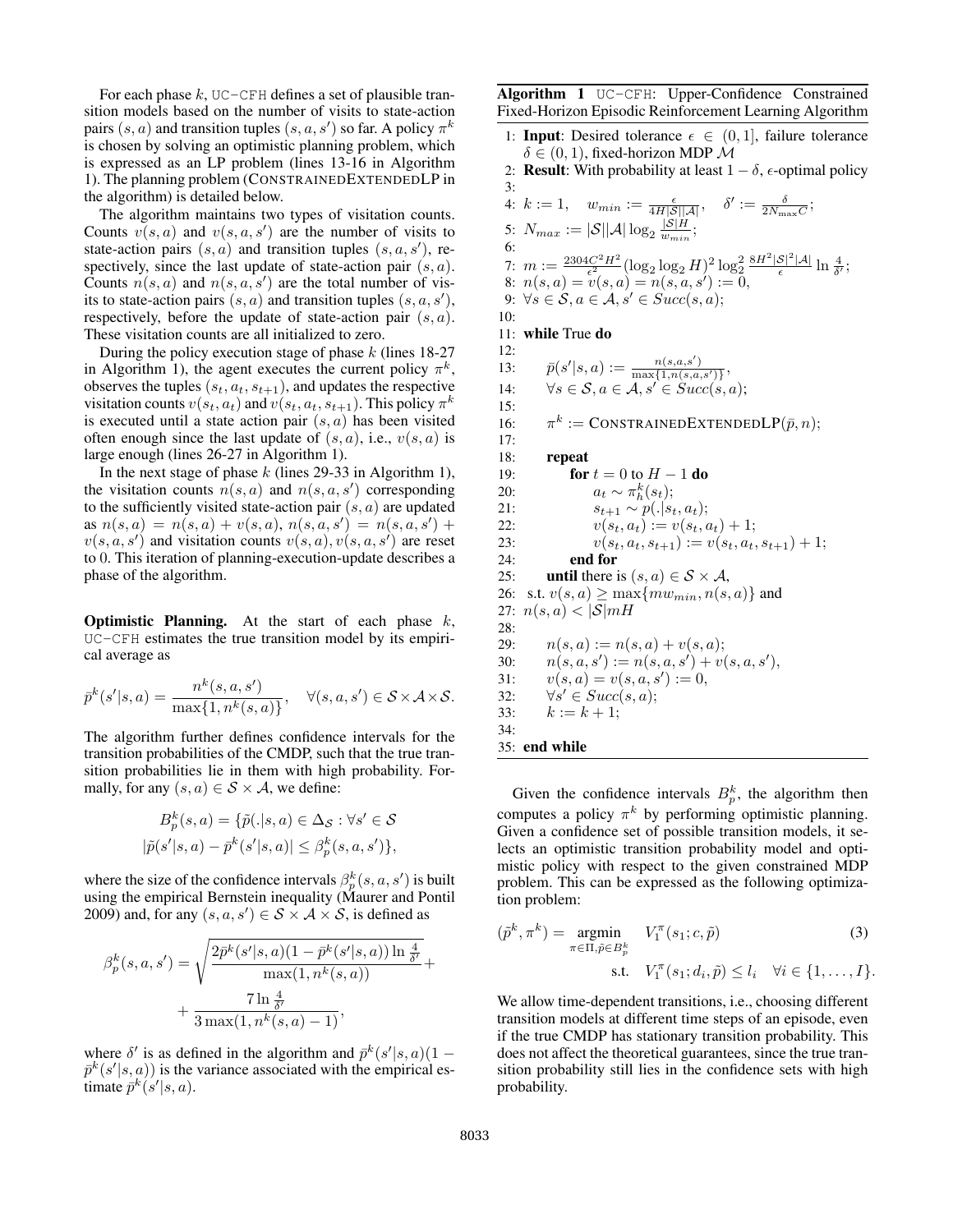For each phase $k$, UC-CFH defines a set of plausible transition models based on the number of visits to state-action pairs $(s, a)$ and transition tuples $(s, a, s')$ so far. A policy $\pi^k$ is chosen by solving an optimistic planning problem, which is expressed as an LP problem (lines 13-16 in Algorithm 1). The planning problem (CONSTRAINEDEXTENDEDLP in the algorithm) is detailed below.

The algorithm maintains two types of visitation counts. Counts $v(s, a)$ and $v(s, a, s')$ are the number of visits to state-action pairs $(s, a)$ and transition tuples $(s, a, s')$, respectively, since the last update of state-action pair $(s, a)$. Counts $n(s, a)$ and $n(s, a, s')$ are the total number of visits to state-action pairs $(s, a)$ and transition tuples $(s, a, s')$, respectively, before the update of state-action pair $(s, a)$. These visitation counts are all initialized to zero.

During the policy execution stage of phase $k$ (lines 18-27 in Algorithm 1), the agent executes the current policy $\pi^k$, observes the tuples $(s_t, a_t, s_{t+1})$, and updates the respective visitation counts $v(s_t, a_t)$ and $v(s_t, a_t, s_{t+1})$. This policy $\pi^k$ is executed until a state action pair $(s, a)$ has been visited often enough since the last update of $(s, a)$, i.e., $v(s, a)$ is large enough (lines 26-27 in Algorithm 1).

In the next stage of phase $k$ (lines 29-33 in Algorithm 1), the visitation counts $n(s, a)$ and $n(s, a, s')$ corresponding to the sufficiently visited state-action pair $(s, a)$ are updated as $n(s, a) = n(s, a) + v(s, a)$, $n(s, a, s') = n(s, a, s') + v(s, a, s')$ and visitation counts $v(s, a), v(s, a, s')$ are reset to 0. This iteration of planning-execution-update describes a phase of the algorithm.

**Optimistic Planning.** At the start of each phase $k$, UC-CFH estimates the true transition model by its empirical average as

$$\bar{p}^k(s'|s, a) = \frac{n^k(s, a, s')}{\max\{1, n^k(s, a)\}}, \quad \forall (s, a, s') \in \mathcal{S} \times \mathcal{A} \times \mathcal{S}.$$

The algorithm further defines confidence intervals for the transition probabilities of the CMDP, such that the true transition probabilities lie in them with high probability. Formally, for any $(s, a) \in \mathcal{S} \times \mathcal{A}$, we define:

$$B_p^k(s, a) = \{\tilde{p}(.|s, a) \in \Delta_{\mathcal{S}} : \forall s' \in \mathcal{S}$$
$$|\tilde{p}(s'|s, a) - \bar{p}^k(s'|s, a)| \leq \beta_p^k(s, a, s')\},$$

where the size of the confidence intervals $\beta_p^k(s, a, s')$ is built using the empirical Bernstein inequality (Maurer and Pontil 2009) and, for any $(s, a, s') \in \mathcal{S} \times \mathcal{A} \times \mathcal{S}$, is defined as

$$\beta_p^k(s, a, s') = \sqrt{\frac{2\bar{p}^k(s'|s, a)(1 - \bar{p}^k(s'|s, a)) \ln \frac{4}{\delta'}}{\max(1, n^k(s, a))}} + \frac{7 \ln \frac{4}{\delta'}}{3 \max(1, n^k(s, a) - 1)},$$

where $\delta'$ is as defined in the algorithm and $\bar{p}^k(s'|s, a)(1 - \bar{p}^k(s'|s, a))$ is the variance associated with the empirical estimate $\bar{p}^k(s'|s, a)$.

**Algorithm 1** UC-CFH: Upper-Confidence Constrained Fixed-Horizon Episodic Reinforcement Learning Algorithm

```
1: Input: Desired tolerance ε ∈ (0, 1], failure tolerance
   δ ∈ (0, 1), fixed-horizon MDP M
2: Result: With probability at least 1 − δ, ε-optimal policy
3:
4: k := 1,   w_min := ε / (4H|S||A|),   δ' := δ / (2 N_max C);
5: N_max := |S||A| log_2 (|S|H / w_min);
6:
7: m := (2304 C^2 H^2 / ε^2) (log_2 log_2 H)^2 log_2^2 (8H^2|S|^2|A| / ε) ln (4/δ');
8: n(s, a) = v(s, a) = n(s, a, s') := 0,
9: ∀s ∈ S, a ∈ A, s' ∈ Succ(s, a);
10:
11: while True do
12:
13:     p̄(s'|s, a) := n(s, a, s') / max{1, n(s, a, s')},
14:     ∀s ∈ S, a ∈ A, s' ∈ Succ(s, a);
15:
16:     π^k := CONSTRAINEDEXTENDEDLP(p̄, n);
17:
18:     repeat
19:         for t = 0 to H − 1 do
20:             a_t ~ π_h^k(s_t);
21:             s_{t+1} ~ p(.|s_t, a_t);
22:             v(s_t, a_t) := v(s_t, a_t) + 1;
23:             v(s_t, a_t, s_{t+1}) := v(s_t, a_t, s_{t+1}) + 1;
24:         end for
25:     until there is (s, a) ∈ S × A,
26:   s.t. v(s, a) ≥ max{m w_min, n(s, a)} and
27:   n(s, a) < |S|mH
28:
29:     n(s, a) := n(s, a) + v(s, a);
30:     n(s, a, s') := n(s, a, s') + v(s, a, s'),
31:     v(s, a) = v(s, a, s') := 0,
32:     ∀s' ∈ Succ(s, a);
33:     k := k + 1;
34:
35: end while
```

Given the confidence intervals $B_p^k$, the algorithm then computes a policy $\pi^k$ by performing optimistic planning. Given a confidence set of possible transition models, it selects an optimistic transition probability model and optimistic policy with respect to the given constrained MDP problem. This can be expressed as the following optimization problem:

$$(\tilde{p}^k, \pi^k) = \underset{\pi \in \Pi, \tilde{p} \in B_p^k}{\operatorname{argmin}} \quad V_1^{\pi}(s_1; c, \tilde{p}) \tag{3}$$
$$\text{s.t.} \quad V_1^{\pi}(s_1; d_i, \tilde{p}) \leq l_i \quad \forall i \in \{1, \ldots, I\}.$$

We allow time-dependent transitions, i.e., choosing different transition models at different time steps of an episode, even if the true CMDP has stationary transition probability. This does not affect the theoretical guarantees, since the true transition probability still lies in the confidence sets with high probability.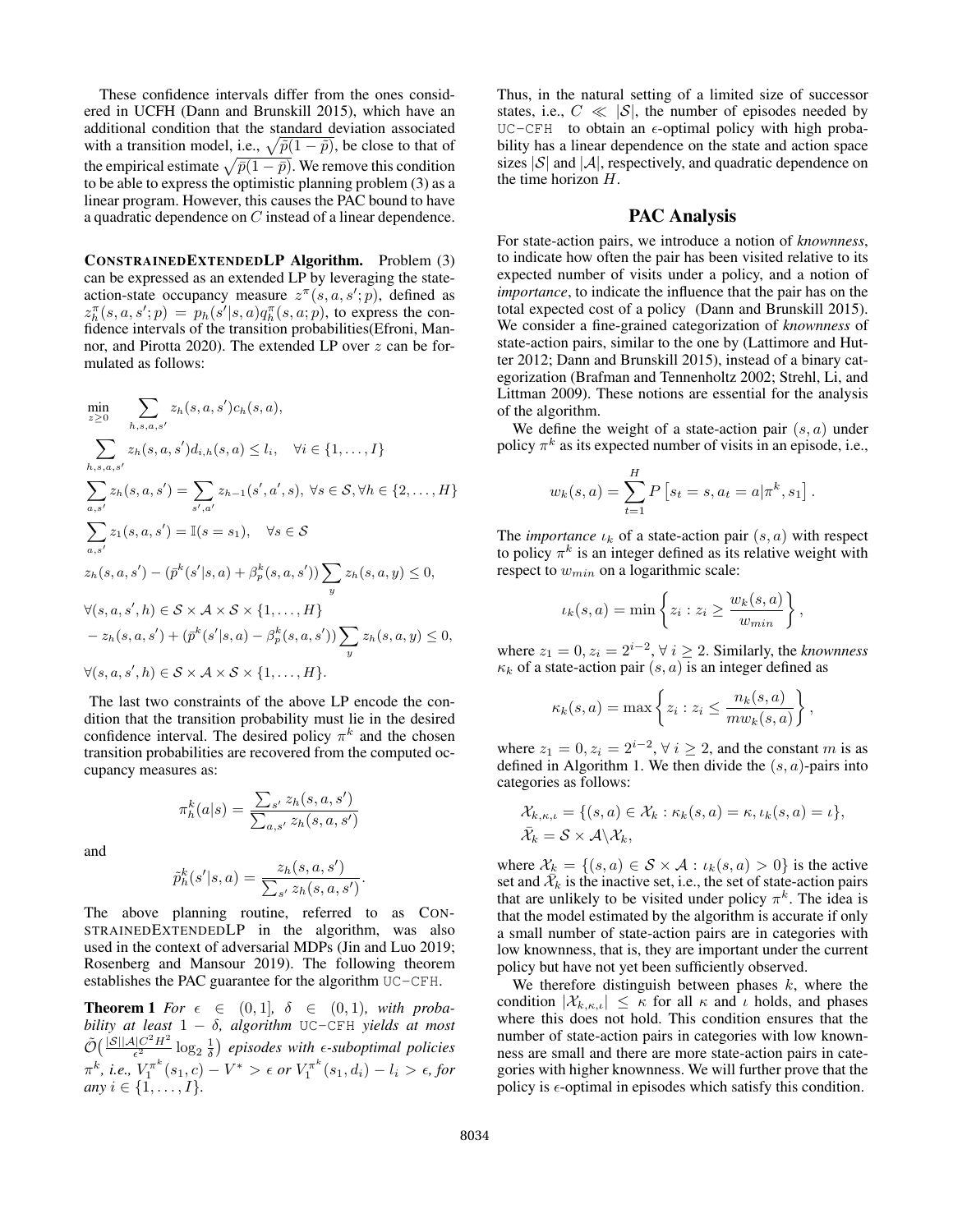These confidence intervals differ from the ones considered in UCFH (Dann and Brunskill 2015), which have an additional condition that the standard deviation associated with a transition model, i.e., $\sqrt{\tilde{p}(1-\tilde{p})}$, be close to that of the empirical estimate $\sqrt{\bar{p}(1-\bar{p})}$. We remove this condition to be able to express the optimistic planning problem (3) as a linear program. However, this causes the PAC bound to have a quadratic dependence on $C$ instead of a linear dependence.

**CONSTRAINEDEXTENDEDLP Algorithm.** Problem (3) can be expressed as an extended LP by leveraging the state-action-state occupancy measure $z^{\pi}(s, a, s'; p)$, defined as $z_h^{\pi}(s, a, s'; p) = p_h(s'|s, a)q_h^{\pi}(s, a; p)$, to express the confidence intervals of the transition probabilities(Efroni, Mannor, and Pirotta 2020). The extended LP over $z$ can be formulated as follows:

$$
\begin{aligned}
&\min_{z \geq 0} \quad \sum_{h,s,a,s'} z_h(s, a, s')c_h(s, a), \\
&\sum_{h,s,a,s'} z_h(s, a, s')d_{i,h}(s, a) \leq l_i, \quad \forall i \in \{1, \ldots, I\} \\
&\sum_{a,s'} z_h(s, a, s') = \sum_{s',a'} z_{h-1}(s', a', s), \; \forall s \in \mathcal{S}, \forall h \in \{2, \ldots, H\} \\
&\sum_{a,s'} z_1(s, a, s') = \mathbb{I}(s = s_1), \quad \forall s \in \mathcal{S} \\
&z_h(s, a, s') - (\bar{p}^k(s'|s, a) + \beta_p^k(s, a, s')) \sum_y z_h(s, a, y) \leq 0, \\
&\forall (s, a, s', h) \in \mathcal{S} \times \mathcal{A} \times \mathcal{S} \times \{1, \ldots, H\} \\
&- z_h(s, a, s') + (\bar{p}^k(s'|s, a) - \beta_p^k(s, a, s')) \sum_y z_h(s, a, y) \leq 0, \\
&\forall (s, a, s', h) \in \mathcal{S} \times \mathcal{A} \times \mathcal{S} \times \{1, \ldots, H\}.
\end{aligned}
$$

The last two constraints of the above LP encode the condition that the transition probability must lie in the desired confidence interval. The desired policy $\pi^k$ and the chosen transition probabilities are recovered from the computed occupancy measures as:

$$
\pi_h^k(a|s) = \frac{\sum_{s'} z_h(s, a, s')}{\sum_{a,s'} z_h(s, a, s')}
$$

and

$$
\tilde{p}_h^k(s'|s, a) = \frac{z_h(s, a, s')}{\sum_{s'} z_h(s, a, s')}.
$$

The above planning routine, referred to as CONSTRAINEDEXTENDEDLP in the algorithm, was also used in the context of adversarial MDPs (Jin and Luo 2019; Rosenberg and Mansour 2019). The following theorem establishes the PAC guarantee for the algorithm UC-CFH.

**Theorem 1** *For $\epsilon \in (0, 1]$, $\delta \in (0, 1)$, with probability at least $1 - \delta$, algorithm* UC-CFH *yields at most $\tilde{\mathcal{O}}\big(\frac{|\mathcal{S}||\mathcal{A}|C^2H^2}{\epsilon^2} \log_2 \frac{1}{\delta}\big)$ episodes with $\epsilon$-suboptimal policies $\pi^k$, i.e., $V_1^{\pi^k}(s_1, c) - V^* > \epsilon$ or $V_1^{\pi^k}(s_1, d_i) - l_i > \epsilon$, for any $i \in \{1, \ldots, I\}$.*

Thus, in the natural setting of a limited size of successor states, i.e., $C \ll |\mathcal{S}|$, the number of episodes needed by UC-CFH to obtain an $\epsilon$-optimal policy with high probability has a linear dependence on the state and action space sizes $|\mathcal{S}|$ and $|\mathcal{A}|$, respectively, and quadratic dependence on the time horizon $H$.

## PAC Analysis

For state-action pairs, we introduce a notion of *knownness*, to indicate how often the pair has been visited relative to its expected number of visits under a policy, and a notion of *importance*, to indicate the influence that the pair has on the total expected cost of a policy (Dann and Brunskill 2015). We consider a fine-grained categorization of *knownness* of state-action pairs, similar to the one by (Lattimore and Hutter 2012; Dann and Brunskill 2015), instead of a binary categorization (Brafman and Tennenholtz 2002; Strehl, Li, and Littman 2009). These notions are essential for the analysis of the algorithm.

We define the weight of a state-action pair $(s, a)$ under policy $\pi^k$ as its expected number of visits in an episode, i.e.,

$$
w_k(s, a) = \sum_{t=1}^{H} P\left[s_t = s, a_t = a | \pi^k, s_1\right].
$$

The *importance* $\iota_k$ of a state-action pair $(s, a)$ with respect to policy $\pi^k$ is an integer defined as its relative weight with respect to $w_{min}$ on a logarithmic scale:

$$
\iota_k(s, a) = \min\left\{z_i : z_i \geq \frac{w_k(s, a)}{w_{min}}\right\},
$$

where $z_1 = 0, z_i = 2^{i-2}, \forall\, i \geq 2$. Similarly, the *knownness* $\kappa_k$ of a state-action pair $(s, a)$ is an integer defined as

$$
\kappa_k(s, a) = \max\left\{z_i : z_i \leq \frac{n_k(s, a)}{m w_k(s, a)}\right\},
$$

where $z_1 = 0, z_i = 2^{i-2}, \forall\, i \geq 2$, and the constant $m$ is as defined in Algorithm 1. We then divide the $(s, a)$-pairs into categories as follows:

$$
\begin{aligned}
&\mathcal{X}_{k,\kappa,\iota} = \{(s, a) \in \mathcal{X}_k : \kappa_k(s, a) = \kappa, \iota_k(s, a) = \iota\}, \\
&\bar{\mathcal{X}}_k = \mathcal{S} \times \mathcal{A} \backslash \mathcal{X}_k,
\end{aligned}
$$

where $\mathcal{X}_k = \{(s, a) \in \mathcal{S} \times \mathcal{A} : \iota_k(s, a) > 0\}$ is the active set and $\bar{\mathcal{X}}_k$ is the inactive set, i.e., the set of state-action pairs that are unlikely to be visited under policy $\pi^k$. The idea is that the model estimated by the algorithm is accurate if only a small number of state-action pairs are in categories with low knownness, that is, they are important under the current policy but have not yet been sufficiently observed.

We therefore distinguish between phases $k$, where the condition $|\mathcal{X}_{k,\kappa,\iota}| \leq \kappa$ for all $\kappa$ and $\iota$ holds, and phases where this does not hold. This condition ensures that the number of state-action pairs in categories with low knownness are small and there are more state-action pairs in categories with higher knownness. We will further prove that the policy is $\epsilon$-optimal in episodes which satisfy this condition.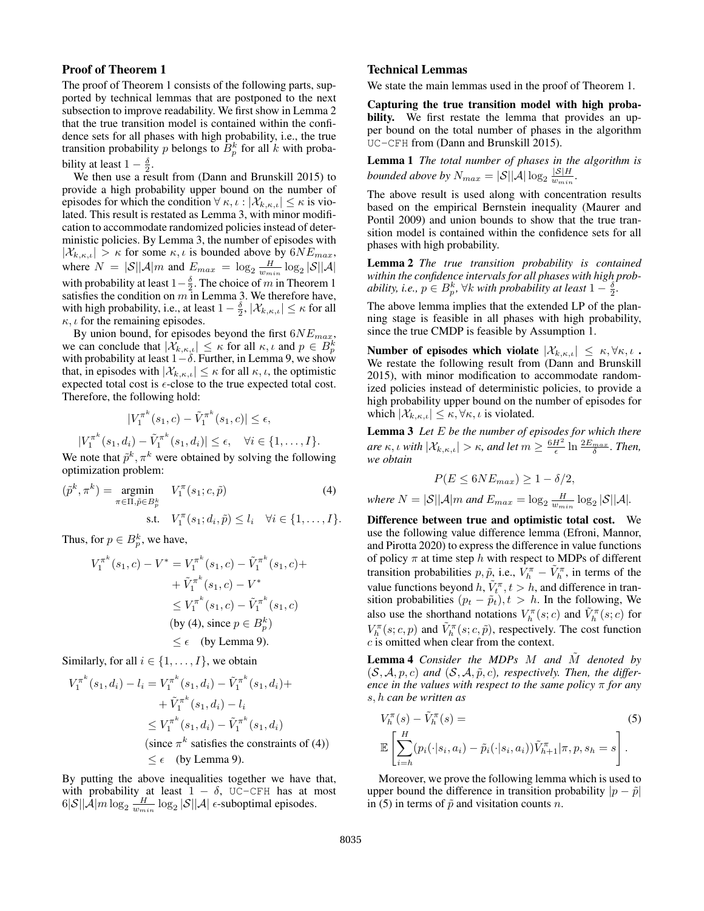## Proof of Theorem 1

The proof of Theorem 1 consists of the following parts, supported by technical lemmas that are postponed to the next subsection to improve readability. We first show in Lemma 2 that the true transition model is contained within the confidence sets for all phases with high probability, i.e., the true transition probability $p$ belongs to $B_p^k$ for all $k$ with probability at least $1 - \frac{\delta}{2}$.

We then use a result from (Dann and Brunskill 2015) to provide a high probability upper bound on the number of episodes for which the condition $\forall\, \kappa, \iota : |\mathcal{X}_{k,\kappa,\iota}| \leq \kappa$ is violated. This result is restated as Lemma 3, with minor modification to accommodate randomized policies instead of deterministic policies. By Lemma 3, the number of episodes with $|\mathcal{X}_{k,\kappa,\iota}| > \kappa$ for some $\kappa, \iota$ is bounded above by $6NE_{max}$, where $N = |\mathcal{S}||\mathcal{A}|m$ and $E_{max} = \log_2 \frac{H}{w_{min}} \log_2 |\mathcal{S}||\mathcal{A}|$ with probability at least $1-\frac{\delta}{2}$. The choice of $m$ in Theorem 1 satisfies the condition on $m$ in Lemma 3. We therefore have, with high probability, i.e., at least $1-\frac{\delta}{2}$, $|\mathcal{X}_{k,\kappa,\iota}| \leq \kappa$ for all $\kappa, \iota$ for the remaining episodes.

By union bound, for episodes beyond the first $6NE_{max}$, we can conclude that $|\mathcal{X}_{k,\kappa,\iota}| \leq \kappa$ for all $\kappa, \iota$ and $p \in B_p^k$ with probability at least $1-\delta$. Further, in Lemma 9, we show that, in episodes with $|\mathcal{X}_{k,\kappa,\iota}| \leq \kappa$ for all $\kappa, \iota$, the optimistic expected total cost is $\epsilon$-close to the true expected total cost. Therefore, the following hold:

$$|V_1^{\pi^k}(s_1, c) - \tilde{V}_1^{\pi^k}(s_1, c)| \leq \epsilon,$$

$$|V_1^{\pi^k}(s_1, d_i) - \tilde{V}_1^{\pi^k}(s_1, d_i)| \leq \epsilon, \quad \forall i \in \{1, \ldots, I\}.$$

We note that $\tilde{p}^k, \pi^k$ were obtained by solving the following optimization problem:

$$(\tilde{p}^k, \pi^k) = \operatorname*{argmin}_{\pi\in\Pi, \tilde{p}\in B_p^k} \quad V_1^{\pi}(s_1; c, \tilde{p}) \qquad (4)$$

$$\text{s.t.} \quad V_1^{\pi}(s_1; d_i, \tilde{p}) \leq l_i \quad \forall i \in \{1, \ldots, I\}.$$

Thus, for $p \in B_p^k$, we have,

$$\begin{aligned}
V_1^{\pi^k}(s_1, c) - V^* &= V_1^{\pi^k}(s_1, c) - \tilde{V}_1^{\pi^k}(s_1, c) + \\
&\quad + \tilde{V}_1^{\pi^k}(s_1, c) - V^* \\
&\leq V_1^{\pi^k}(s_1, c) - \tilde{V}_1^{\pi^k}(s_1, c) \\
&\quad \text{(by (4), since } p \in B_p^k) \\
&\leq \epsilon \quad \text{(by Lemma 9).}
\end{aligned}$$

Similarly, for all $i \in \{1, \ldots, I\}$, we obtain

$$\begin{aligned}
V_1^{\pi^k}(s_1, d_i) - l_i &= V_1^{\pi^k}(s_1, d_i) - \tilde{V}_1^{\pi^k}(s_1, d_i) + \\
&\quad + \tilde{V}_1^{\pi^k}(s_1, d_i) - l_i \\
&\leq V_1^{\pi^k}(s_1, d_i) - \tilde{V}_1^{\pi^k}(s_1, d_i) \\
&\quad \text{(since } \pi^k \text{ satisfies the constraints of (4))} \\
&\leq \epsilon \quad \text{(by Lemma 9).}
\end{aligned}$$

By putting the above inequalities together we have that, with probability at least $1 - \delta$, UC-CFH has at most $6|\mathcal{S}||\mathcal{A}|m \log_2 \frac{H}{w_{min}} \log_2 |\mathcal{S}||\mathcal{A}|$ $\epsilon$-suboptimal episodes.

## Technical Lemmas

We state the main lemmas used in the proof of Theorem 1.

**Capturing the true transition model with high probability.** We first restate the lemma that provides an upper bound on the total number of phases in the algorithm UC-CFH from (Dann and Brunskill 2015).

**Lemma 1** *The total number of phases in the algorithm is bounded above by* $N_{max} = |\mathcal{S}||\mathcal{A}| \log_2 \frac{|\mathcal{S}|H}{w_{min}}$.

The above result is used along with concentration results based on the empirical Bernstein inequality (Maurer and Pontil 2009) and union bounds to show that the true transition model is contained within the confidence sets for all phases with high probability.

**Lemma 2** *The true transition probability is contained within the confidence intervals for all phases with high probability, i.e.,* $p \in B_p^k$, $\forall k$ *with probability at least* $1 - \frac{\delta}{2}$.

The above lemma implies that the extended LP of the planning stage is feasible in all phases with high probability, since the true CMDP is feasible by Assumption 1.

**Number of episodes which violate $|\mathcal{X}_{k,\kappa,\iota}| \leq \kappa, \forall \kappa, \iota$ .** We restate the following result from (Dann and Brunskill 2015), with minor modification to accommodate randomized policies instead of deterministic policies, to provide a high probability upper bound on the number of episodes for which $|\mathcal{X}_{k,\kappa,\iota}| \leq \kappa, \forall \kappa, \iota$ is violated.

**Lemma 3** *Let $E$ be the number of episodes for which there are $\kappa, \iota$ with $|\mathcal{X}_{k,\kappa,\iota}| > \kappa$, and let $m \geq \frac{6H^2}{\epsilon} \ln \frac{2E_{max}}{\delta}$. Then, we obtain*

$$P(E \leq 6NE_{max}) \geq 1 - \delta/2,$$

*where $N = |\mathcal{S}||\mathcal{A}|m$ and $E_{max} = \log_2 \frac{H}{w_{min}} \log_2 |\mathcal{S}||\mathcal{A}|$.*

**Difference between true and optimistic total cost.** We use the following value difference lemma (Efroni, Mannor, and Pirotta 2020) to express the difference in value functions of policy $\pi$ at time step $h$ with respect to MDPs of different transition probabilities $p, \tilde{p}$, i.e., $V_h^{\pi} - \tilde{V}_h^{\pi}$, in terms of the value functions beyond $h$, $\tilde{V}_t^{\pi}, t > h$, and difference in transition probabilities $(p_t - \tilde{p}_t), t > h$. In the following, We also use the shorthand notations $V_h^{\pi}(s; c)$ and $\tilde{V}_h^{\pi}(s; c)$ for $V_h^{\pi}(s; c, p)$ and $\tilde{V}_h^{\pi}(s; c, \tilde{p})$, respectively. The cost function $c$ is omitted when clear from the context.

**Lemma 4** *Consider the MDPs $M$ and $\tilde{M}$ denoted by $(\mathcal{S}, \mathcal{A}, p, c)$ and $(\mathcal{S}, \mathcal{A}, \tilde{p}, c)$, respectively. Then, the difference in the values with respect to the same policy $\pi$ for any $s, h$ can be written as*

$$V_h^{\pi}(s) - \tilde{V}_h^{\pi}(s) = \qquad (5)$$

$$\mathbb{E}\left[\sum_{i=h}^{H} (p_i(\cdot|s_i, a_i) - \tilde{p}_i(\cdot|s_i, a_i))\tilde{V}_{h+1}^{\pi} | \pi, p, s_h = s\right].$$

Moreover, we prove the following lemma which is used to upper bound the difference in transition probability $|p - \tilde{p}|$ in (5) in terms of $\tilde{p}$ and visitation counts $n$.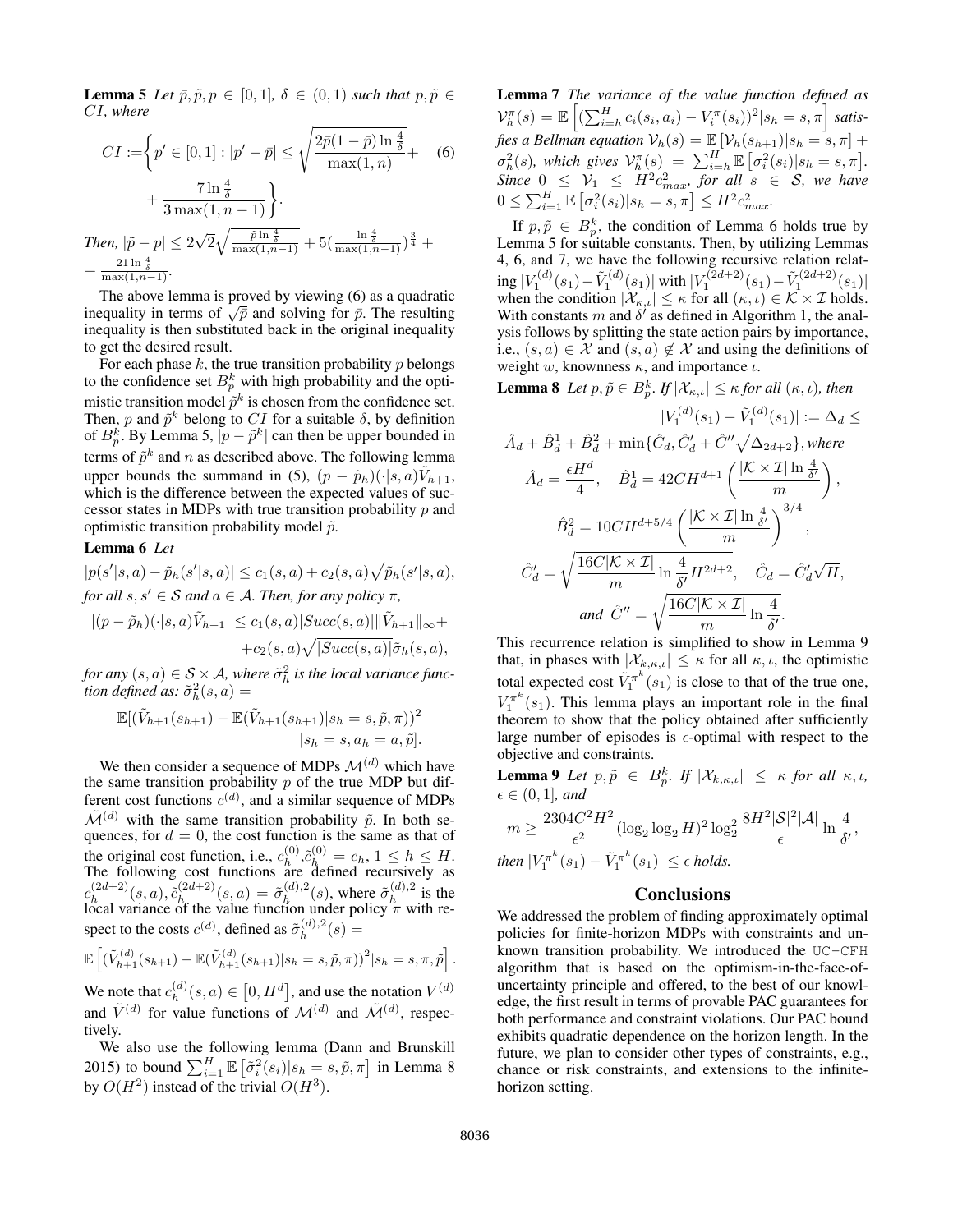**Lemma 5** *Let $\bar{p}, \tilde{p}, p \in [0,1]$, $\delta \in (0,1)$ such that $p, \tilde{p} \in CI$, where*

$$CI := \left\{ p' \in [0,1] : |p' - \bar{p}| \le \sqrt{\frac{2\bar{p}(1-\bar{p})\ln\frac{4}{\delta}}{\max(1,n)}} + \right. \quad (6)$$
$$\left. + \frac{7\ln\frac{4}{\delta}}{3\max(1,n-1)} \right\}.$$

*Then, $|\tilde{p} - p| \le 2\sqrt{2}\sqrt{\frac{\tilde{p}\ln\frac{4}{\delta}}{\max(1,n-1)}} + 5(\frac{\ln\frac{4}{\delta}}{\max(1,n-1)})^{\frac{3}{4}} + \frac{21\ln\frac{4}{\delta}}{\max(1,n-1)}$.*

The above lemma is proved by viewing (6) as a quadratic inequality in terms of $\sqrt{p}$ and solving for $\bar{p}$. The resulting inequality is then substituted back in the original inequality to get the desired result.

For each phase $k$, the true transition probability $p$ belongs to the confidence set $B_p^k$ with high probability and the optimistic transition model $\tilde{p}^k$ is chosen from the confidence set. Then, $p$ and $\tilde{p}^k$ belong to $CI$ for a suitable $\delta$, by definition of $B_p^k$. By Lemma 5, $|p - \tilde{p}^k|$ can then be upper bounded in terms of $\tilde{p}^k$ and $n$ as described above. The following lemma upper bounds the summand in (5), $(p - \tilde{p}_h)(\cdot|s,a)\tilde{V}_{h+1}$, which is the difference between the expected values of successor states in MDPs with true transition probability $p$ and optimistic transition probability model $\tilde{p}$.

**Lemma 6** *Let*

$$|p(s'|s,a) - \tilde{p}_h(s'|s,a)| \le c_1(s,a) + c_2(s,a)\sqrt{\tilde{p}_h(s'|s,a)},$$

*for all $s, s' \in \mathcal{S}$ and $a \in \mathcal{A}$. Then, for any policy $\pi$,*

$$|(p - \tilde{p}_h)(\cdot|s,a)\tilde{V}_{h+1}| \le c_1(s,a)|Succ(s,a)|\|\tilde{V}_{h+1}\|_\infty + $$
$$+ c_2(s,a)\sqrt{|Succ(s,a)|}\tilde{\sigma}_h(s,a),$$

*for any $(s,a) \in \mathcal{S} \times \mathcal{A}$, where $\tilde{\sigma}_h^2$ is the local variance function defined as: $\tilde{\sigma}_h^2(s,a) =$*

$$\mathbb{E}[(\tilde{V}_{h+1}(s_{h+1}) - \mathbb{E}(\tilde{V}_{h+1}(s_{h+1})|s_h = s, \tilde{p}, \pi))^2$$
$$|s_h = s, a_h = a, \tilde{p}].$$

We then consider a sequence of MDPs $\mathcal{M}^{(d)}$ which have the same transition probability $p$ of the true MDP but different cost functions $c^{(d)}$, and a similar sequence of MDPs $\tilde{\mathcal{M}}^{(d)}$ with the same transition probability $\tilde{p}$. In both sequences, for $d = 0$, the cost function is the same as that of the original cost function, i.e., $c_h^{(0)}, \tilde{c}_h^{(0)} = c_h$, $1 \le h \le H$. The following cost functions are defined recursively as $c_h^{(2d+2)}(s,a), \tilde{c}_h^{(2d+2)}(s,a) = \tilde{\sigma}_h^{(d),2}(s)$, where $\tilde{\sigma}_h^{(d),2}$ is the local variance of the value function under policy $\pi$ with respect to the costs $c^{(d)}$, defined as $\tilde{\sigma}_h^{(d),2}(s) =$

$$\mathbb{E}\left[(\tilde{V}_{h+1}^{(d)}(s_{h+1}) - \mathbb{E}(\tilde{V}_{h+1}^{(d)}(s_{h+1})|s_h = s, \tilde{p}, \pi))^2 | s_h = s, \pi, \tilde{p}\right].$$

We note that $c_h^{(d)}(s,a) \in [0, H^d]$, and use the notation $V^{(d)}$ and $\tilde{V}^{(d)}$ for value functions of $\mathcal{M}^{(d)}$ and $\tilde{\mathcal{M}}^{(d)}$, respectively.

We also use the following lemma (Dann and Brunskill 2015) to bound $\sum_{i=1}^H \mathbb{E}\left[\tilde{\sigma}_i^2(s_i)|s_h = s, \tilde{p}, \pi\right]$ in Lemma 8 by $O(H^2)$ instead of the trivial $O(H^3)$.

**Lemma 7** *The variance of the value function defined as $\mathcal{V}_h^\pi(s) = \mathbb{E}\left[(\sum_{i=h}^H c_i(s_i,a_i) - V_i^\pi(s_i))^2 | s_h = s, \pi\right]$ satisfies a Bellman equation $\mathcal{V}_h(s) = \mathbb{E}\left[\mathcal{V}_h(s_{h+1})|s_h = s, \pi\right] + \sigma_h^2(s)$, which gives $\mathcal{V}_h^\pi(s) = \sum_{i=h}^H \mathbb{E}\left[\sigma_i^2(s_i)|s_h = s, \pi\right]$. Since $0 \le \mathcal{V}_1 \le H^2 c_{max}^2$, for all $s \in \mathcal{S}$, we have $0 \le \sum_{i=1}^H \mathbb{E}\left[\sigma_i^2(s_i)|s_h = s, \pi\right] \le H^2 c_{max}^2$.*

If $p, \tilde{p} \in B_p^k$, the condition of Lemma 6 holds true by Lemma 5 for suitable constants. Then, by utilizing Lemmas 4, 6, and 7, we have the following recursive relation relating $|V_1^{(d)}(s_1) - \tilde{V}_1^{(d)}(s_1)|$ with $|V_1^{(2d+2)}(s_1) - \tilde{V}_1^{(2d+2)}(s_1)|$ when the condition $|\mathcal{X}_{\kappa,\iota}| \le \kappa$ for all $(\kappa,\iota) \in \mathcal{K} \times \mathcal{I}$ holds. With constants $m$ and $\delta'$ as defined in Algorithm 1, the analysis follows by splitting the state action pairs by importance, i.e., $(s,a) \in \mathcal{X}$ and $(s,a) \notin \mathcal{X}$ and using the definitions of weight $w$, knownness $\kappa$, and importance $\iota$.

**Lemma 8** *Let $p, \tilde{p} \in B_p^k$. If $|\mathcal{X}_{\kappa,\iota}| \le \kappa$ for all $(\kappa,\iota)$, then*

$$|V_1^{(d)}(s_1) - \tilde{V}_1^{(d)}(s_1)| := \Delta_d \le$$
$$\hat{A}_d + \hat{B}_d^1 + \hat{B}_d^2 + \min\{\hat{C}_d, \hat{C}'_d + \hat{C}''\sqrt{\Delta_{2d+2}}\}, \textit{where}$$
$$\hat{A}_d = \frac{\epsilon H^d}{4}, \quad \hat{B}_d^1 = 42CH^{d+1}\left(\frac{|\mathcal{K} \times \mathcal{I}|\ln\frac{4}{\delta'}}{m}\right),$$
$$\hat{B}_d^2 = 10CH^{d+5/4}\left(\frac{|\mathcal{K} \times \mathcal{I}|\ln\frac{4}{\delta'}}{m}\right)^{3/4},$$
$$\hat{C}'_d = \sqrt{\frac{16C|\mathcal{K} \times \mathcal{I}|}{m}\ln\frac{4}{\delta'}H^{2d+2}}, \quad \hat{C}_d = \hat{C}'_d\sqrt{H},$$
$$\textit{and } \hat{C}'' = \sqrt{\frac{16C|\mathcal{K} \times \mathcal{I}|}{m}\ln\frac{4}{\delta'}}.$$

This recurrence relation is simplified to show in Lemma 9 that, in phases with $|\mathcal{X}_{k,\kappa,\iota}| \le \kappa$ for all $\kappa, \iota$, the optimistic total expected cost $\tilde{V}_1^{\pi^k}(s_1)$ is close to that of the true one, $V_1^{\pi^k}(s_1)$. This lemma plays an important role in the final theorem to show that the policy obtained after sufficiently large number of episodes is $\epsilon$-optimal with respect to the objective and constraints.

**Lemma 9** *Let $p, \tilde{p} \in B_p^k$. If $|\mathcal{X}_{k,\kappa,\iota}| \le \kappa$ for all $\kappa, \iota$, $\epsilon \in (0,1]$, and*

$$m \ge \frac{2304C^2H^2}{\epsilon^2}(\log_2\log_2 H)^2\log_2^2\frac{8H^2|\mathcal{S}|^2|\mathcal{A}|}{\epsilon}\ln\frac{4}{\delta'},$$

*then $|V_1^{\pi^k}(s_1) - \tilde{V}_1^{\pi^k}(s_1)| \le \epsilon$ holds.*

## Conclusions

We addressed the problem of finding approximately optimal policies for finite-horizon MDPs with constraints and unknown transition probability. We introduced the UC-CFH algorithm that is based on the optimism-in-the-face-of-uncertainty principle and offered, to the best of our knowledge, the first result in terms of provable PAC guarantees for both performance and constraint violations. Our PAC bound exhibits quadratic dependence on the horizon length. In the future, we plan to consider other types of constraints, e.g., chance or risk constraints, and extensions to the infinite-horizon setting.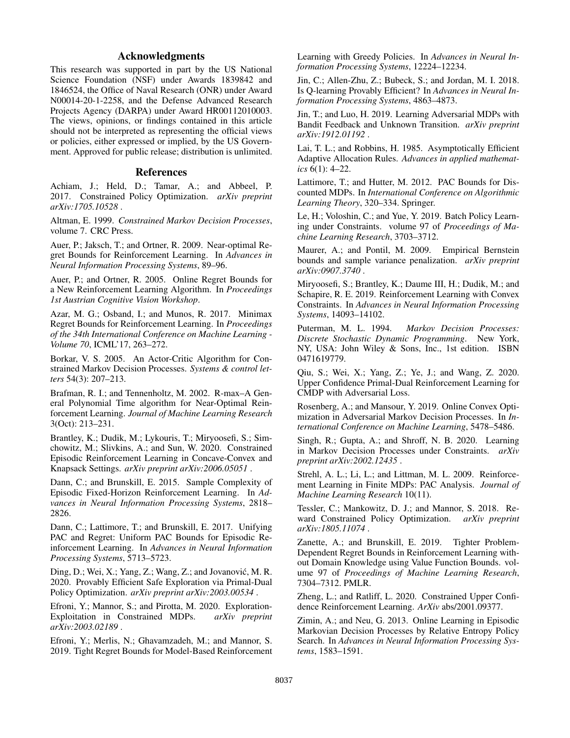## Acknowledgments

This research was supported in part by the US National Science Foundation (NSF) under Awards 1839842 and 1846524, the Office of Naval Research (ONR) under Award N00014-20-1-2258, and the Defense Advanced Research Projects Agency (DARPA) under Award HR00112010003. The views, opinions, or findings contained in this article should not be interpreted as representing the official views or policies, either expressed or implied, by the US Government. Approved for public release; distribution is unlimited.

## References

Achiam, J.; Held, D.; Tamar, A.; and Abbeel, P. 2017. Constrained Policy Optimization. *arXiv preprint arXiv:1705.10528* .

Altman, E. 1999. *Constrained Markov Decision Processes*, volume 7. CRC Press.

Auer, P.; Jaksch, T.; and Ortner, R. 2009. Near-optimal Regret Bounds for Reinforcement Learning. In *Advances in Neural Information Processing Systems*, 89–96.

Auer, P.; and Ortner, R. 2005. Online Regret Bounds for a New Reinforcement Learning Algorithm. In *Proceedings 1st Austrian Cognitive Vision Workshop*.

Azar, M. G.; Osband, I.; and Munos, R. 2017. Minimax Regret Bounds for Reinforcement Learning. In *Proceedings of the 34th International Conference on Machine Learning - Volume 70*, ICML'17, 263–272.

Borkar, V. S. 2005. An Actor-Critic Algorithm for Constrained Markov Decision Processes. *Systems & control letters* 54(3): 207–213.

Brafman, R. I.; and Tennenholtz, M. 2002. R-max–A General Polynomial Time algorithm for Near-Optimal Reinforcement Learning. *Journal of Machine Learning Research* 3(Oct): 213–231.

Brantley, K.; Dudik, M.; Lykouris, T.; Miryoosefi, S.; Simchowitz, M.; Slivkins, A.; and Sun, W. 2020. Constrained Episodic Reinforcement Learning in Concave-Convex and Knapsack Settings. *arXiv preprint arXiv:2006.05051* .

Dann, C.; and Brunskill, E. 2015. Sample Complexity of Episodic Fixed-Horizon Reinforcement Learning. In *Advances in Neural Information Processing Systems*, 2818–2826.

Dann, C.; Lattimore, T.; and Brunskill, E. 2017. Unifying PAC and Regret: Uniform PAC Bounds for Episodic Reinforcement Learning. In *Advances in Neural Information Processing Systems*, 5713–5723.

Ding, D.; Wei, X.; Yang, Z.; Wang, Z.; and Jovanović, M. R. 2020. Provably Efficient Safe Exploration via Primal-Dual Policy Optimization. *arXiv preprint arXiv:2003.00534* .

Efroni, Y.; Mannor, S.; and Pirotta, M. 2020. Exploration-Exploitation in Constrained MDPs. *arXiv preprint arXiv:2003.02189* .

Efroni, Y.; Merlis, N.; Ghavamzadeh, M.; and Mannor, S. 2019. Tight Regret Bounds for Model-Based Reinforcement Learning with Greedy Policies. In *Advances in Neural Information Processing Systems*, 12224–12234.

Jin, C.; Allen-Zhu, Z.; Bubeck, S.; and Jordan, M. I. 2018. Is Q-learning Provably Efficient? In *Advances in Neural Information Processing Systems*, 4863–4873.

Jin, T.; and Luo, H. 2019. Learning Adversarial MDPs with Bandit Feedback and Unknown Transition. *arXiv preprint arXiv:1912.01192* .

Lai, T. L.; and Robbins, H. 1985. Asymptotically Efficient Adaptive Allocation Rules. *Advances in applied mathematics* 6(1): 4–22.

Lattimore, T.; and Hutter, M. 2012. PAC Bounds for Discounted MDPs. In *International Conference on Algorithmic Learning Theory*, 320–334. Springer.

Le, H.; Voloshin, C.; and Yue, Y. 2019. Batch Policy Learning under Constraints. volume 97 of *Proceedings of Machine Learning Research*, 3703–3712.

Maurer, A.; and Pontil, M. 2009. Empirical Bernstein bounds and sample variance penalization. *arXiv preprint arXiv:0907.3740* .

Miryoosefi, S.; Brantley, K.; Daume III, H.; Dudik, M.; and Schapire, R. E. 2019. Reinforcement Learning with Convex Constraints. In *Advances in Neural Information Processing Systems*, 14093–14102.

Puterman, M. L. 1994. *Markov Decision Processes: Discrete Stochastic Dynamic Programming*. New York, NY, USA: John Wiley & Sons, Inc., 1st edition. ISBN 0471619779.

Qiu, S.; Wei, X.; Yang, Z.; Ye, J.; and Wang, Z. 2020. Upper Confidence Primal-Dual Reinforcement Learning for CMDP with Adversarial Loss.

Rosenberg, A.; and Mansour, Y. 2019. Online Convex Optimization in Adversarial Markov Decision Processes. In *International Conference on Machine Learning*, 5478–5486.

Singh, R.; Gupta, A.; and Shroff, N. B. 2020. Learning in Markov Decision Processes under Constraints. *arXiv preprint arXiv:2002.12435* .

Strehl, A. L.; Li, L.; and Littman, M. L. 2009. Reinforcement Learning in Finite MDPs: PAC Analysis. *Journal of Machine Learning Research* 10(11).

Tessler, C.; Mankowitz, D. J.; and Mannor, S. 2018. Reward Constrained Policy Optimization. *arXiv preprint arXiv:1805.11074* .

Zanette, A.; and Brunskill, E. 2019. Tighter Problem-Dependent Regret Bounds in Reinforcement Learning without Domain Knowledge using Value Function Bounds. volume 97 of *Proceedings of Machine Learning Research*, 7304–7312. PMLR.

Zheng, L.; and Ratliff, L. 2020. Constrained Upper Confidence Reinforcement Learning. *ArXiv* abs/2001.09377.

Zimin, A.; and Neu, G. 2013. Online Learning in Episodic Markovian Decision Processes by Relative Entropy Policy Search. In *Advances in Neural Information Processing Systems*, 1583–1591.